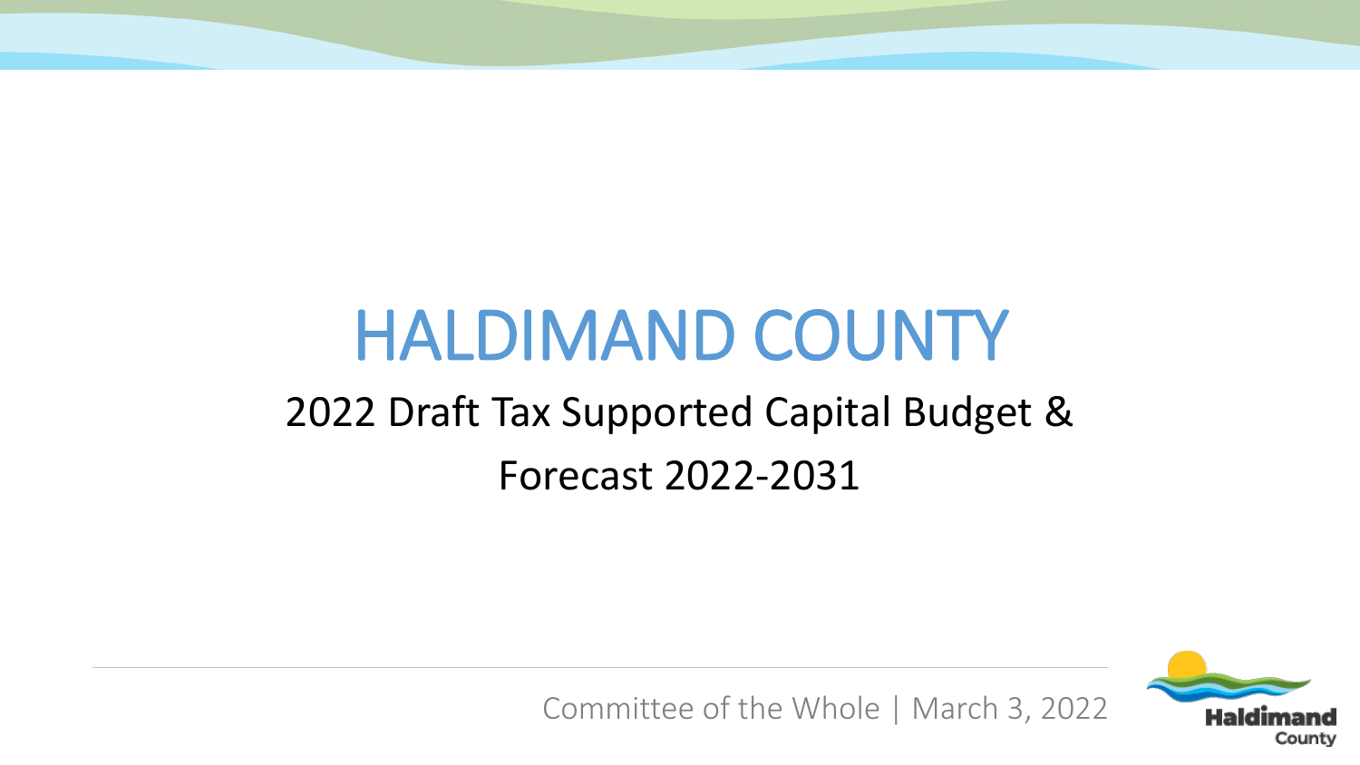# HALDIMAND COUNTY

## 2022 Draft Tax Supported Capital Budget & Forecast 2022-2031

Committee of the Whole | March 3, 2022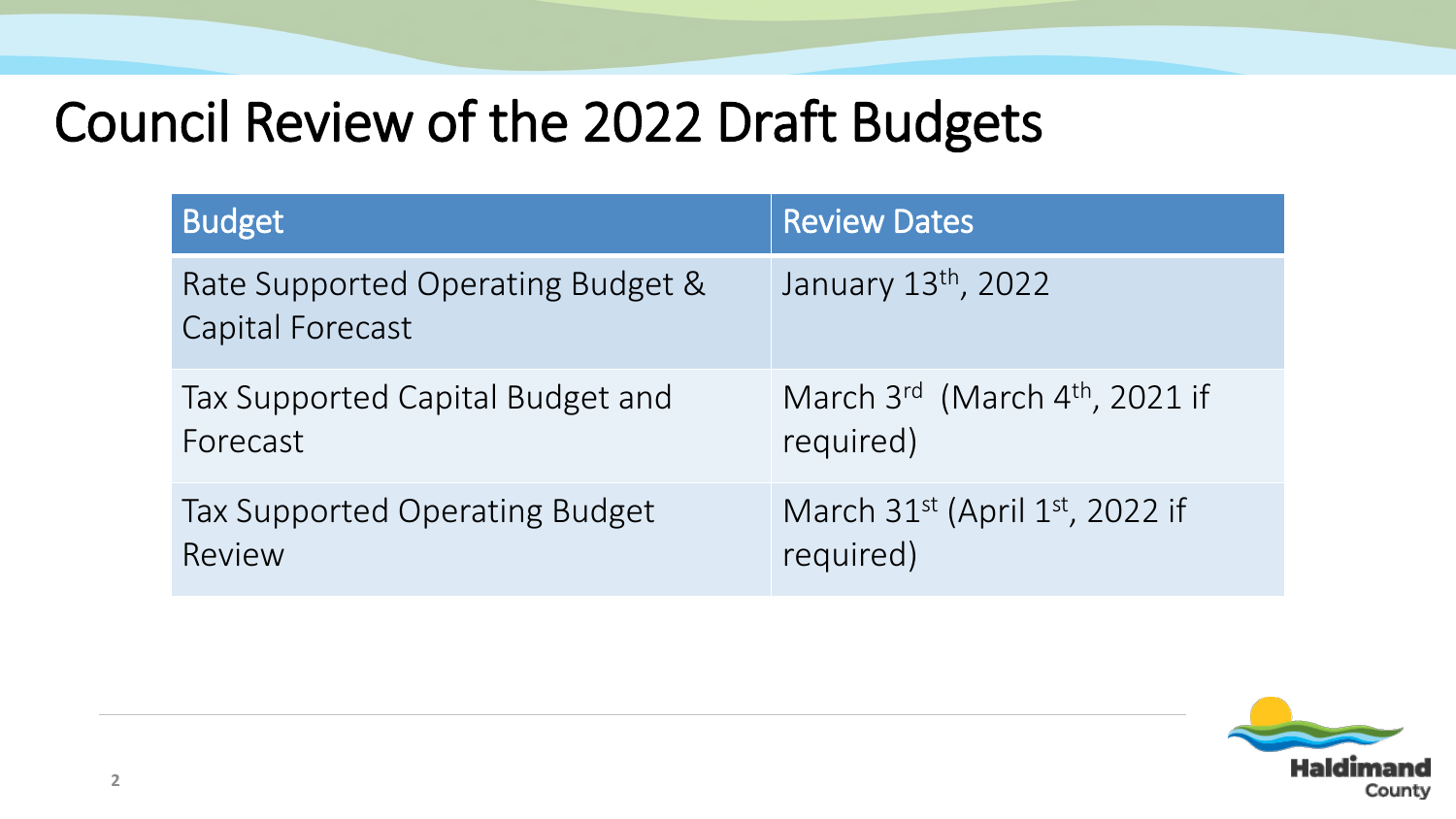# Council Review of the 2022 Draft Budgets

| Budget | Review Dates |
|---|---|
| Rate Supported Operating Budget & Capital Forecast | January 13th, 2022 |
| Tax Supported Capital Budget and Forecast | March 3rd (March 4th, 2021 if required) |
| Tax Supported Operating Budget Review | March 31st (April 1st, 2022 if required) |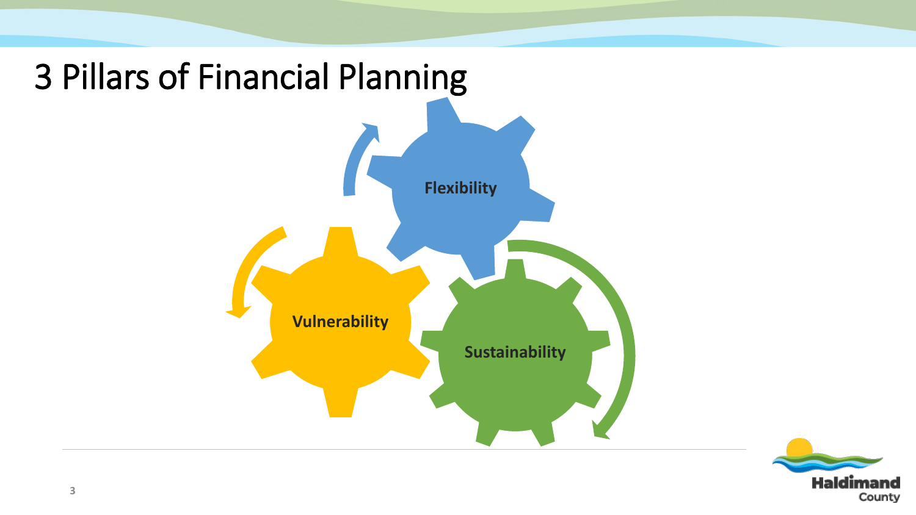# 3 Pillars of Financial Planning

Flexibility

Vulnerability

Sustainability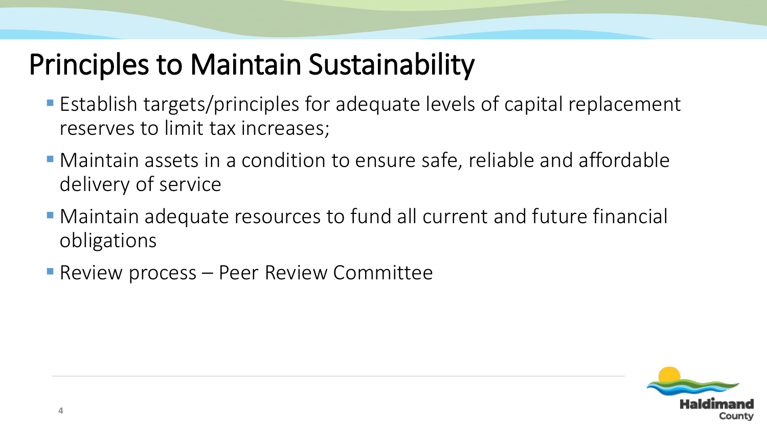# Principles to Maintain Sustainability

- Establish targets/principles for adequate levels of capital replacement reserves to limit tax increases;
- Maintain assets in a condition to ensure safe, reliable and affordable delivery of service
- Maintain adequate resources to fund all current and future financial obligations
- Review process – Peer Review Committee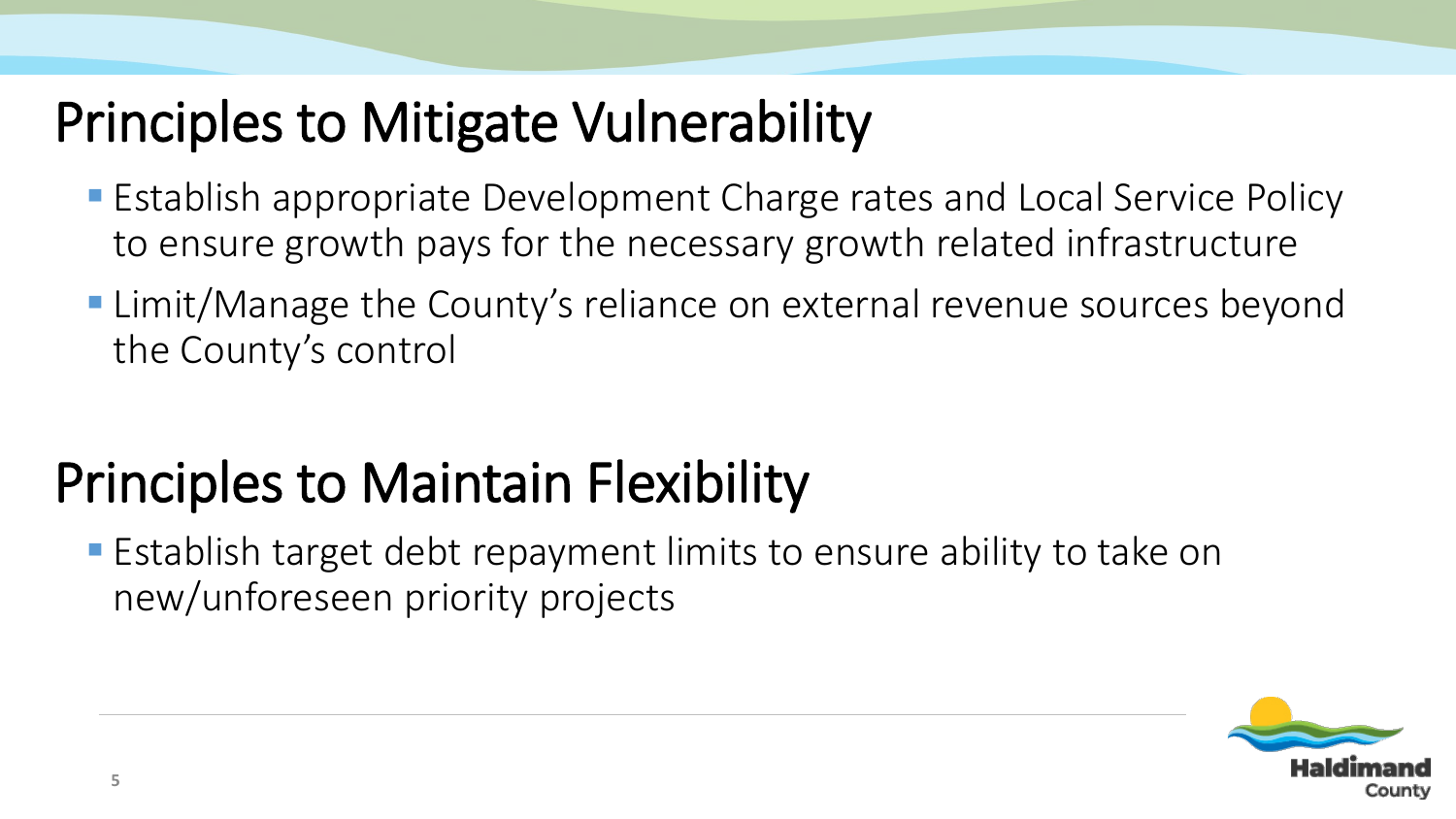# Principles to Mitigate Vulnerability

- Establish appropriate Development Charge rates and Local Service Policy to ensure growth pays for the necessary growth related infrastructure
- Limit/Manage the County's reliance on external revenue sources beyond the County's control

# Principles to Maintain Flexibility

- Establish target debt repayment limits to ensure ability to take on new/unforeseen priority projects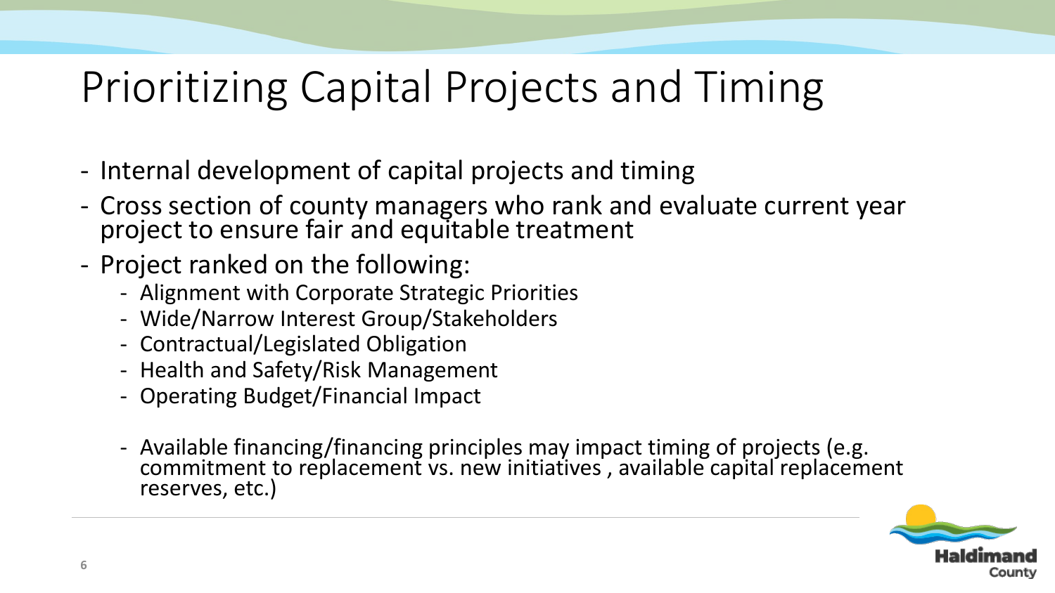# Prioritizing Capital Projects and Timing

- Internal development of capital projects and timing
- Cross section of county managers who rank and evaluate current year project to ensure fair and equitable treatment
- Project ranked on the following:
  - Alignment with Corporate Strategic Priorities
  - Wide/Narrow Interest Group/Stakeholders
  - Contractual/Legislated Obligation
  - Health and Safety/Risk Management
  - Operating Budget/Financial Impact

  - Available financing/financing principles may impact timing of projects (e.g. commitment to replacement vs. new initiatives , available capital replacement reserves, etc.)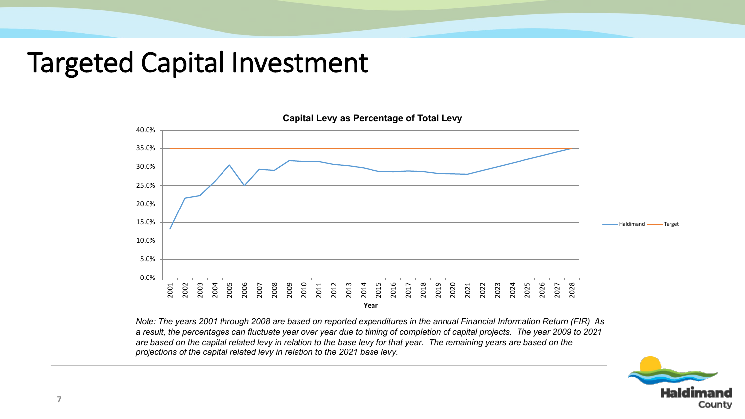# Targeted Capital Investment

**Capital Levy as Percentage of Total Levy**

*Note: The years 2001 through 2008 are based on reported expenditures in the annual Financial Information Return (FIR) As a result, the percentages can fluctuate year over year due to timing of completion of capital projects. The year 2009 to 2021 are based on the capital related levy in relation to the base levy for that year. The remaining years are based on the projections of the capital related levy in relation to the 2021 base levy.*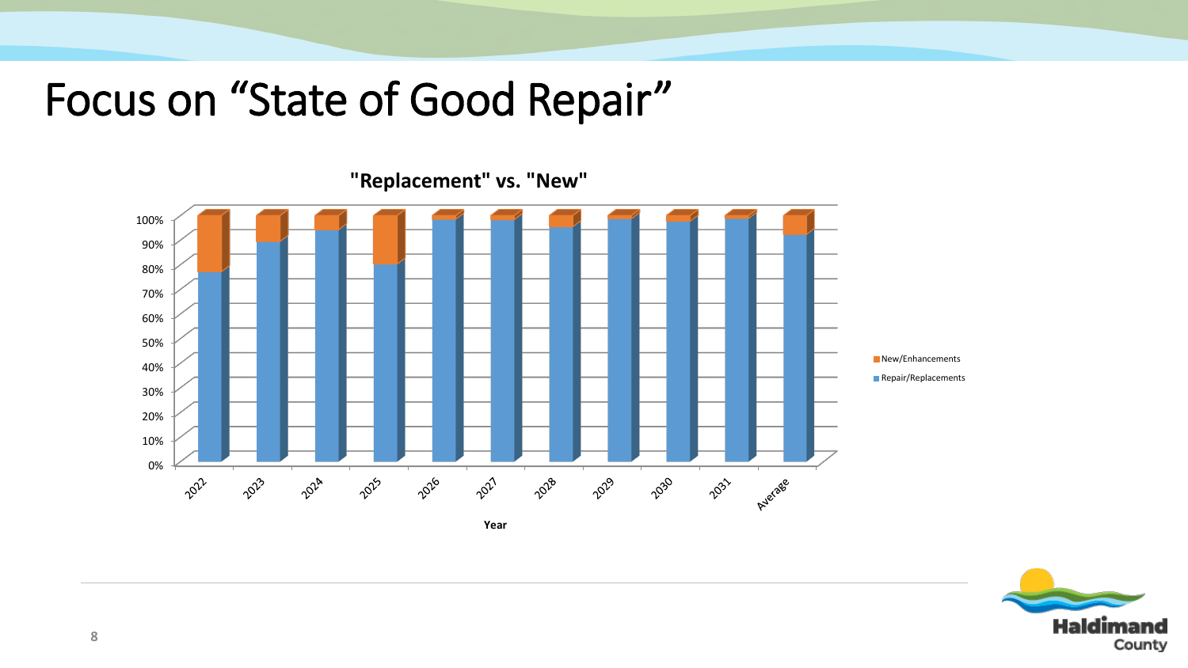# Focus on "State of Good Repair"

**"Replacement" vs. "New"**

| Year | Repair/Replacements | New/Enhancements |
|---|---|---|
| 2022 | ~77% | ~23% |
| 2023 | ~89% | ~11% |
| 2024 | ~94% | ~6% |
| 2025 | ~80% | ~20% |
| 2026 | ~98% | ~2% |
| 2027 | ~98% | ~2% |
| 2028 | ~95% | ~5% |
| 2029 | ~98% | ~2% |
| 2030 | ~97% | ~3% |
| 2031 | ~99% | ~1% |
| Average | ~92% | ~8% |

*Values are approximate, estimated from the stacked bar chart (y-axis 0%–100%, x-axis: Year).*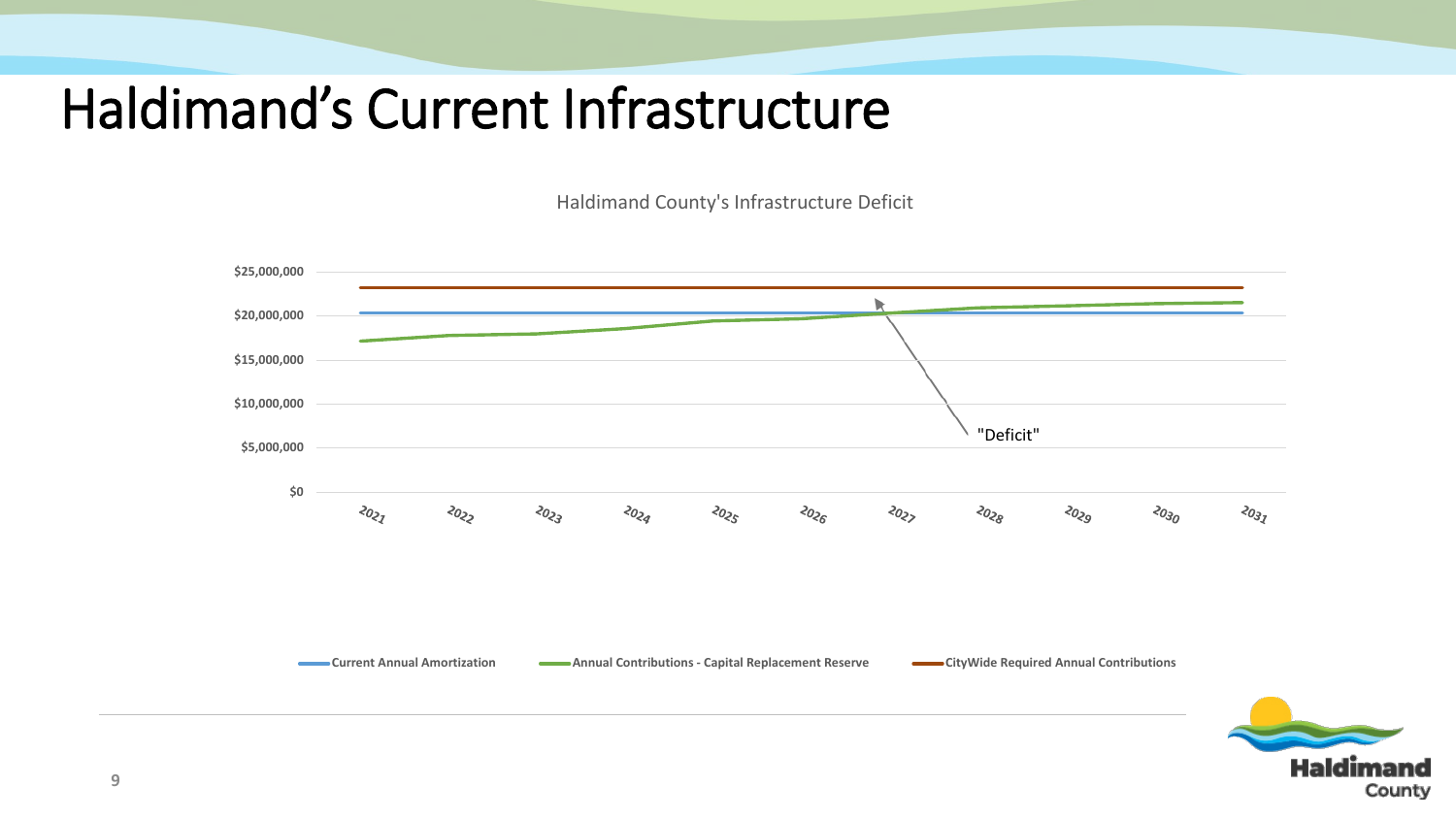# Haldimand's Current Infrastructure

Haldimand County's Infrastructure Deficit

$25,000,000
$20,000,000
$15,000,000
$10,000,000
$5,000,000
$0

2021 2022 2023 2024 2025 2026 2027 2028 2029 2030 2031

"Deficit"

Current Annual Amortization | Annual Contributions - Capital Replacement Reserve | CityWide Required Annual Contributions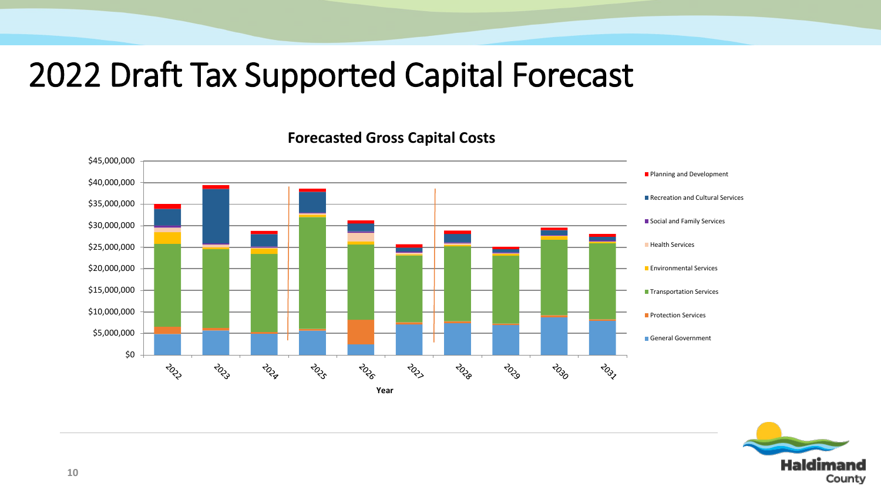# 2022 Draft Tax Supported Capital Forecast

**Forecasted Gross Capital Costs**

$45,000,000
$40,000,000
$35,000,000
$30,000,000
$25,000,000
$20,000,000
$15,000,000
$10,000,000
$5,000,000
$0

2022 2023 2024 2025 2026 2027 2028 2029 2030 2031

Year

- Planning and Development
- Recreation and Cultural Services
- Social and Family Services
- Health Services
- Environmental Services
- Transportation Services
- Protection Services
- General Government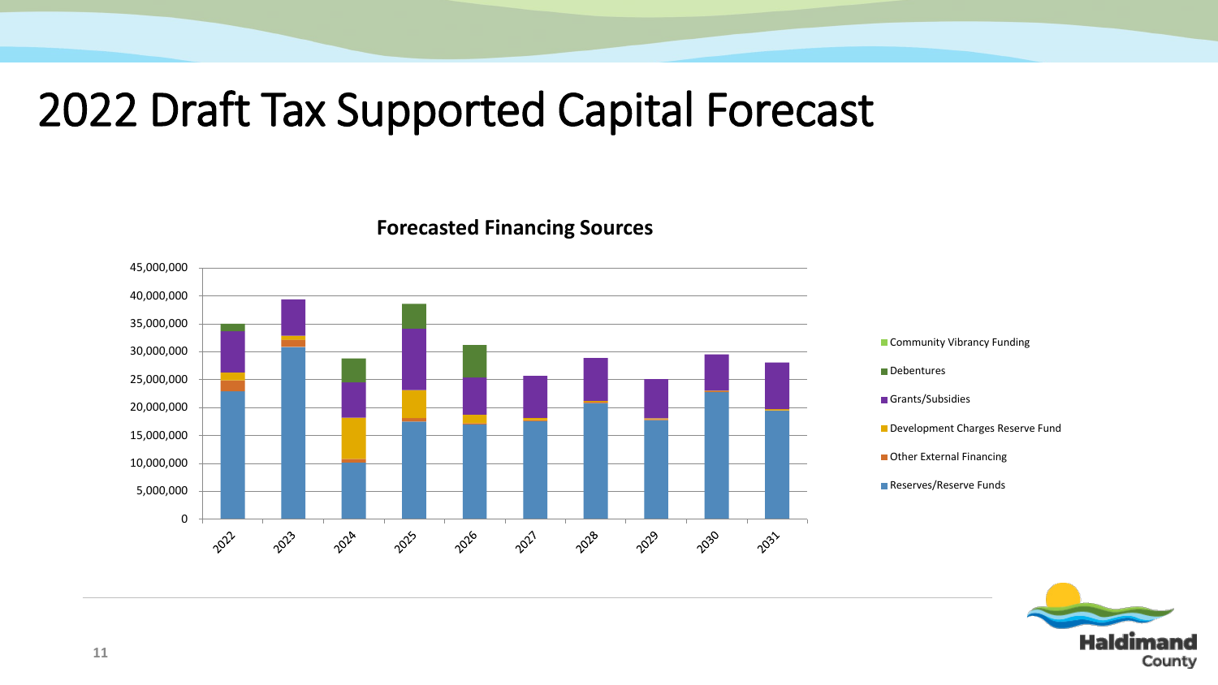# 2022 Draft Tax Supported Capital Forecast

**Forecasted Financing Sources**

Legend: Community Vibrancy Funding; Debentures; Grants/Subsidies; Development Charges Reserve Fund; Other External Financing; Reserves/Reserve Funds

Y-axis: 0; 5,000,000; 10,000,000; 15,000,000; 20,000,000; 25,000,000; 30,000,000; 35,000,000; 40,000,000; 45,000,000

X-axis: 2022; 2023; 2024; 2025; 2026; 2027; 2028; 2029; 2030; 2031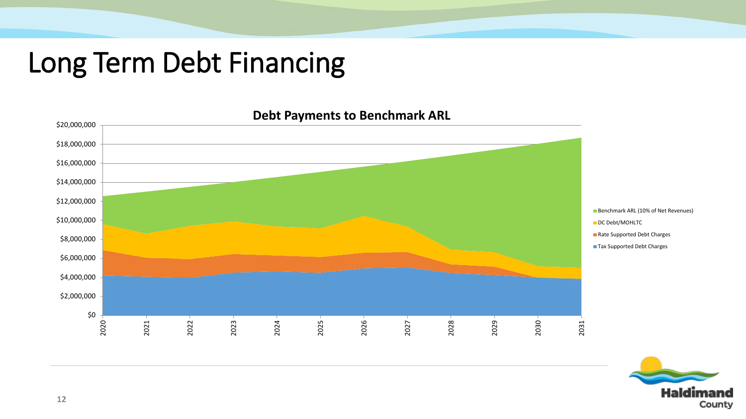# Long Term Debt Financing

**Debt Payments to Benchmark ARL**

$20,000,000
$18,000,000
$16,000,000
$14,000,000
$12,000,000
$10,000,000
$8,000,000
$6,000,000
$4,000,000
$2,000,000
$0

2020 2021 2022 2023 2024 2025 2026 2027 2028 2029 2030 2031

- Benchmark ARL (10% of Net Revenues)
- DC Debt/MOHLTC
- Rate Supported Debt Charges
- Tax Supported Debt Charges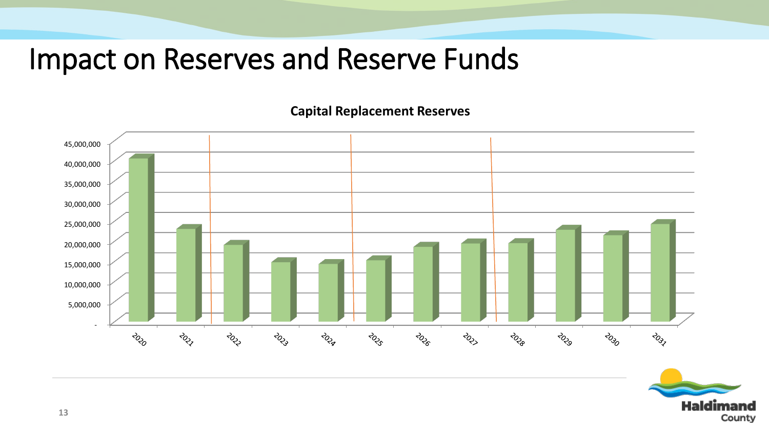# Impact on Reserves and Reserve Funds

**Capital Replacement Reserves**

45,000,000
40,000,000
35,000,000
30,000,000
25,000,000
20,000,000
15,000,000
10,000,000
5,000,000
-

2020 2021 2022 2023 2024 2025 2026 2027 2028 2029 2030 2031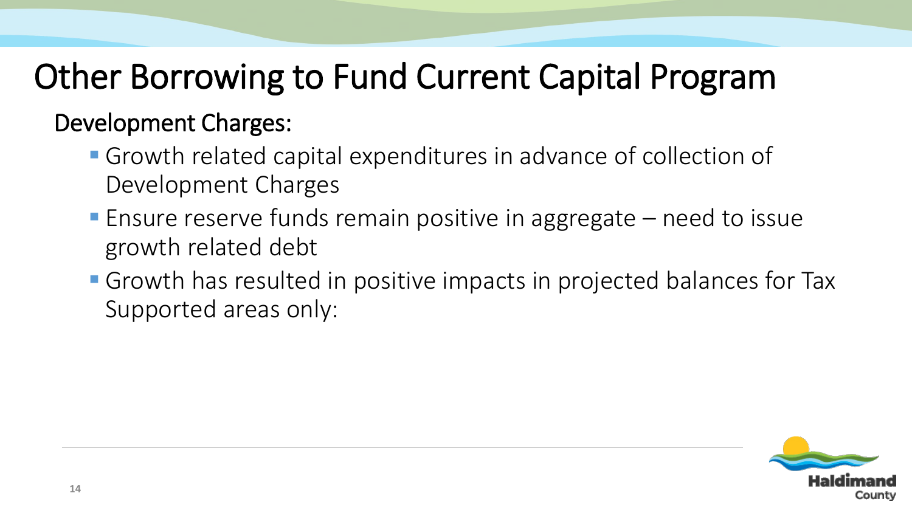# Other Borrowing to Fund Current Capital Program

## Development Charges:

- Growth related capital expenditures in advance of collection of Development Charges
- Ensure reserve funds remain positive in aggregate – need to issue growth related debt
- Growth has resulted in positive impacts in projected balances for Tax Supported areas only: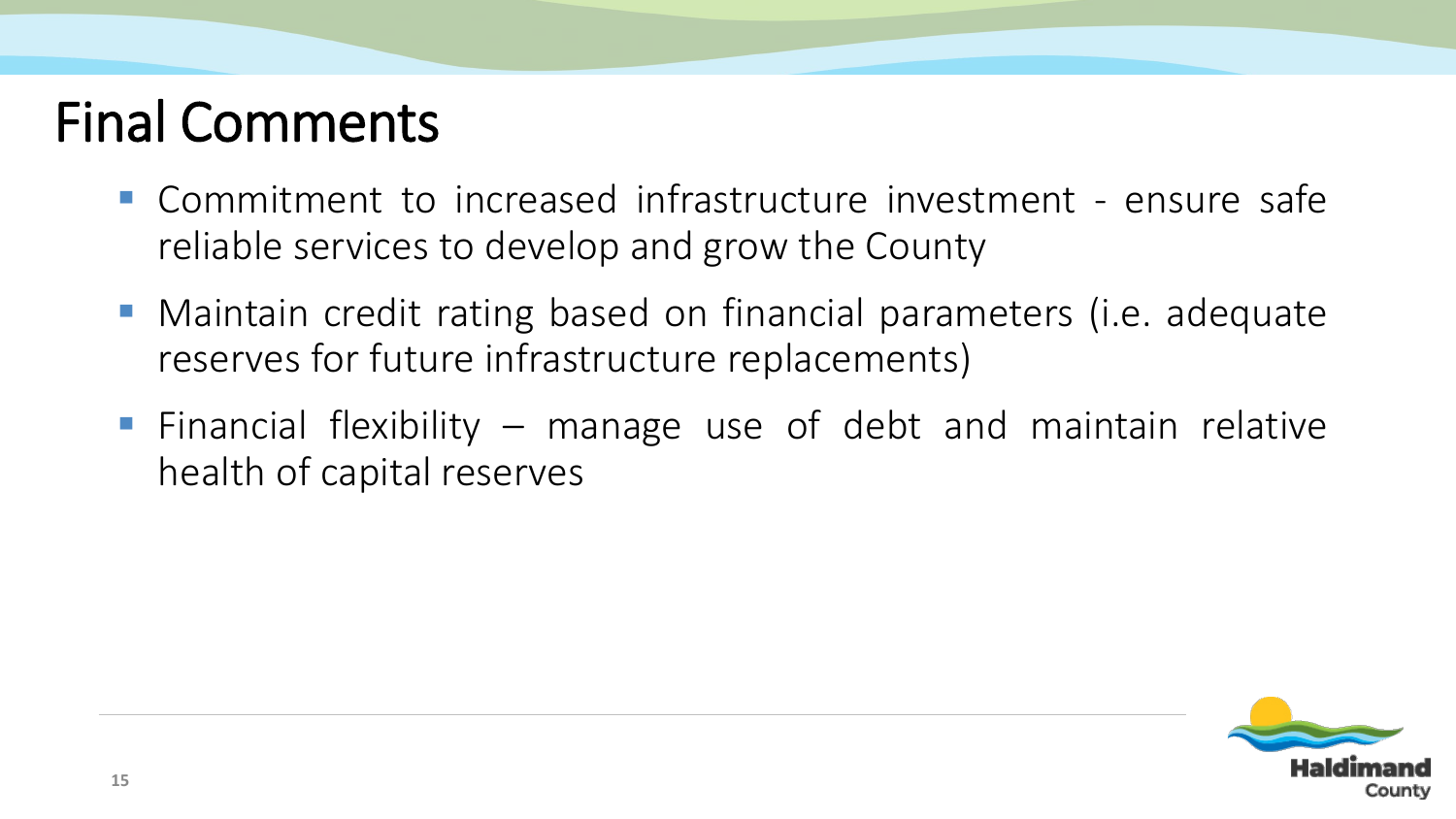# Final Comments

- Commitment to increased infrastructure investment - ensure safe reliable services to develop and grow the County
- Maintain credit rating based on financial parameters (i.e. adequate reserves for future infrastructure replacements)
- Financial flexibility – manage use of debt and maintain relative health of capital reserves